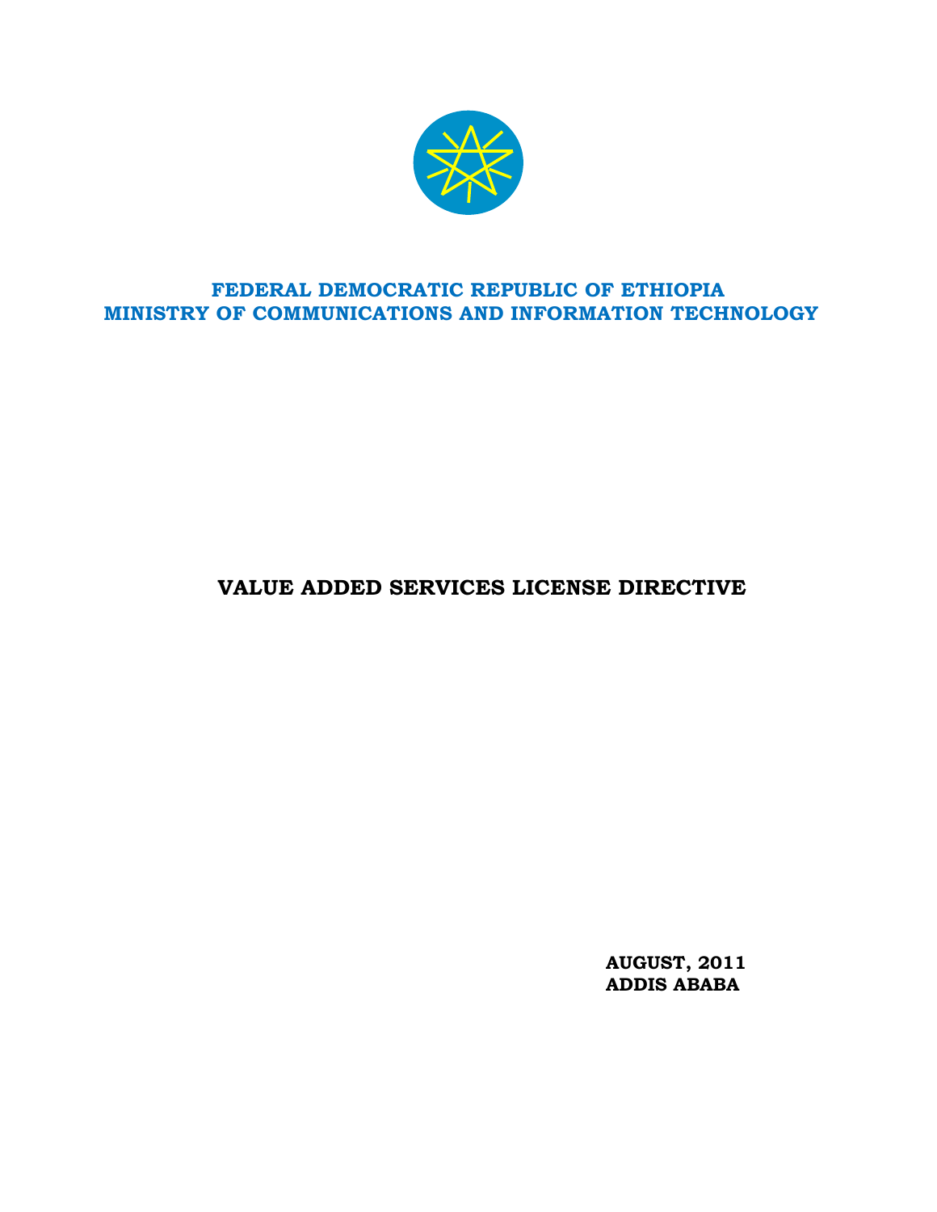**FEDERAL DEMOCRATIC REPUBLIC OF ETHIOPIA**
**MINISTRY OF COMMUNICATIONS AND INFORMATION TECHNOLOGY**

# VALUE ADDED SERVICES LICENSE DIRECTIVE

**AUGUST, 2011**
**ADDIS ABABA**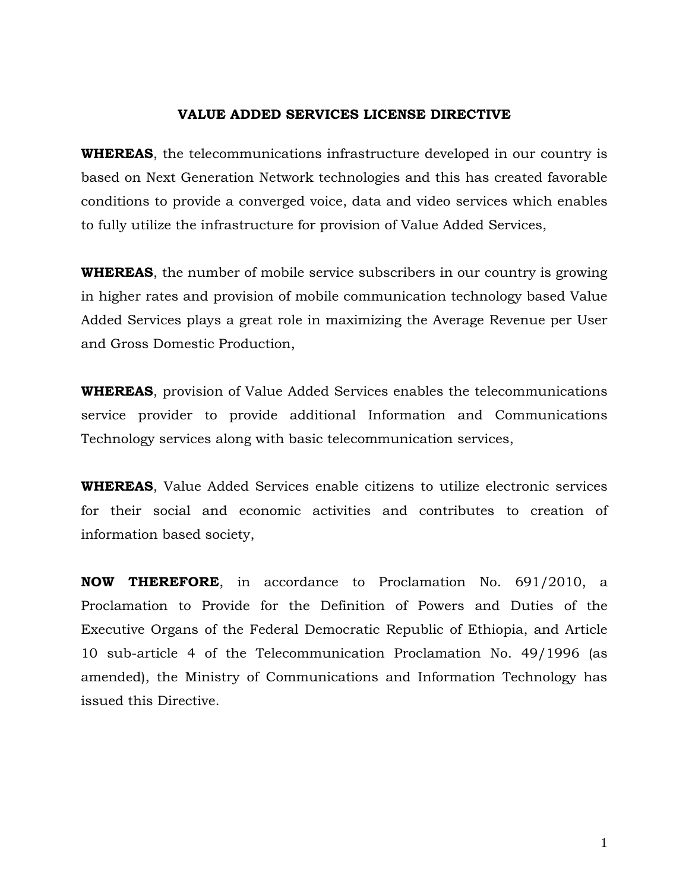# VALUE ADDED SERVICES LICENSE DIRECTIVE

**WHEREAS**, the telecommunications infrastructure developed in our country is based on Next Generation Network technologies and this has created favorable conditions to provide a converged voice, data and video services which enables to fully utilize the infrastructure for provision of Value Added Services,

**WHEREAS**, the number of mobile service subscribers in our country is growing in higher rates and provision of mobile communication technology based Value Added Services plays a great role in maximizing the Average Revenue per User and Gross Domestic Production,

**WHEREAS**, provision of Value Added Services enables the telecommunications service provider to provide additional Information and Communications Technology services along with basic telecommunication services,

**WHEREAS**, Value Added Services enable citizens to utilize electronic services for their social and economic activities and contributes to creation of information based society,

**NOW THEREFORE**, in accordance to Proclamation No. 691/2010, a Proclamation to Provide for the Definition of Powers and Duties of the Executive Organs of the Federal Democratic Republic of Ethiopia, and Article 10 sub-article 4 of the Telecommunication Proclamation No. 49/1996 (as amended), the Ministry of Communications and Information Technology has issued this Directive.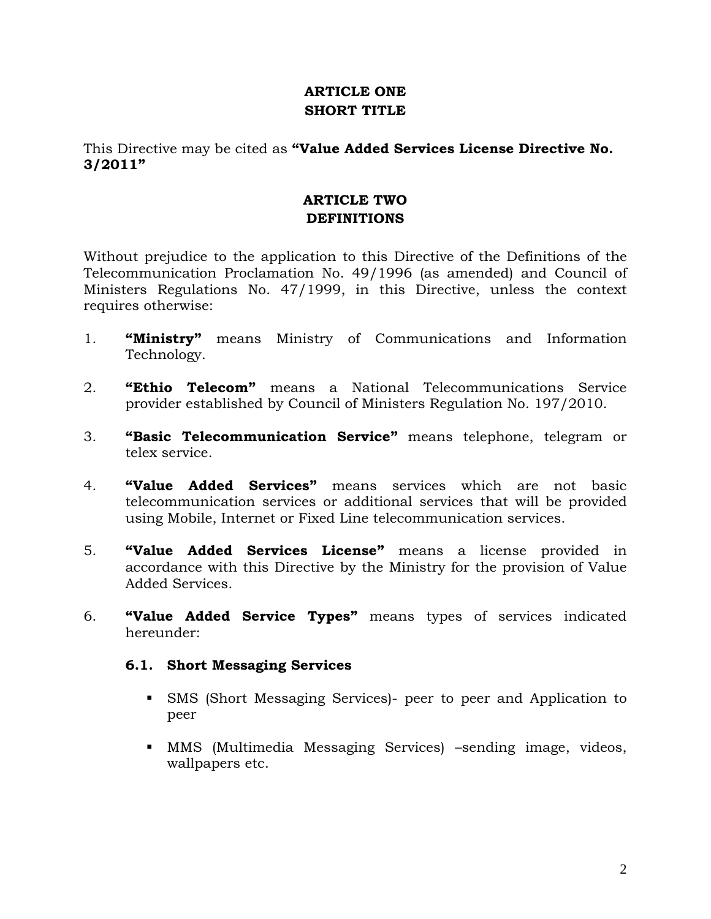## ARTICLE ONE
## SHORT TITLE

This Directive may be cited as **"Value Added Services License Directive No. 3/2011"**

## ARTICLE TWO
## DEFINITIONS

Without prejudice to the application to this Directive of the Definitions of the Telecommunication Proclamation No. 49/1996 (as amended) and Council of Ministers Regulations No. 47/1999, in this Directive, unless the context requires otherwise:

1. **"Ministry"** means Ministry of Communications and Information Technology.

2. **"Ethio Telecom"** means a National Telecommunications Service provider established by Council of Ministers Regulation No. 197/2010.

3. **"Basic Telecommunication Service"** means telephone, telegram or telex service.

4. **"Value Added Services"** means services which are not basic telecommunication services or additional services that will be provided using Mobile, Internet or Fixed Line telecommunication services.

5. **"Value Added Services License"** means a license provided in accordance with this Directive by the Ministry for the provision of Value Added Services.

6. **"Value Added Service Types"** means types of services indicated hereunder:

   **6.1. Short Messaging Services**

   - SMS (Short Messaging Services)- peer to peer and Application to peer

   - MMS (Multimedia Messaging Services) –sending image, videos, wallpapers etc.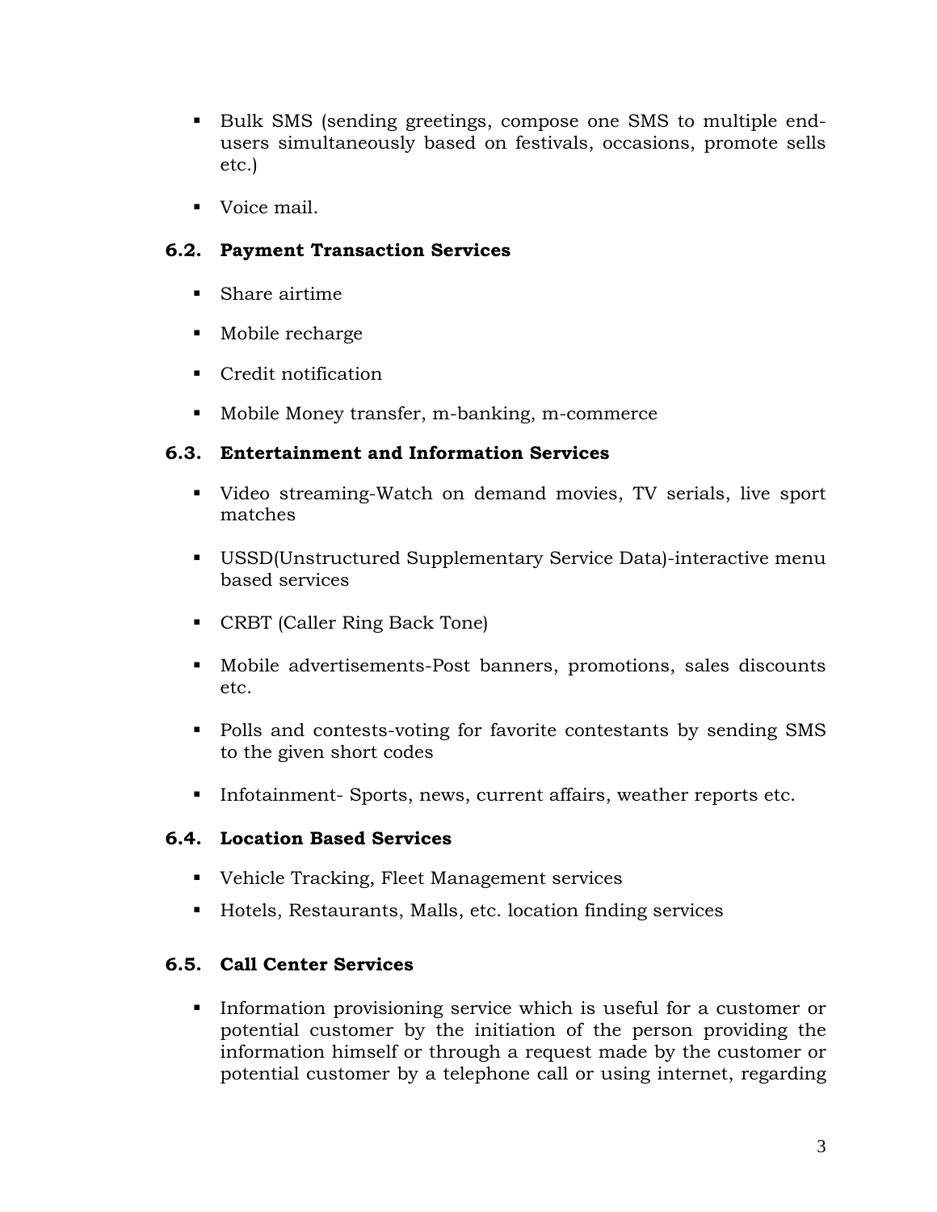- Bulk SMS (sending greetings, compose one SMS to multiple end-users simultaneously based on festivals, occasions, promote sells etc.)
- Voice mail.

### 6.2. Payment Transaction Services

- Share airtime
- Mobile recharge
- Credit notification
- Mobile Money transfer, m-banking, m-commerce

### 6.3. Entertainment and Information Services

- Video streaming-Watch on demand movies, TV serials, live sport matches
- USSD(Unstructured Supplementary Service Data)-interactive menu based services
- CRBT (Caller Ring Back Tone)
- Mobile advertisements-Post banners, promotions, sales discounts etc.
- Polls and contests-voting for favorite contestants by sending SMS to the given short codes
- Infotainment- Sports, news, current affairs, weather reports etc.

### 6.4. Location Based Services

- Vehicle Tracking, Fleet Management services
- Hotels, Restaurants, Malls, etc. location finding services

### 6.5. Call Center Services

- Information provisioning service which is useful for a customer or potential customer by the initiation of the person providing the information himself or through a request made by the customer or potential customer by a telephone call or using internet, regarding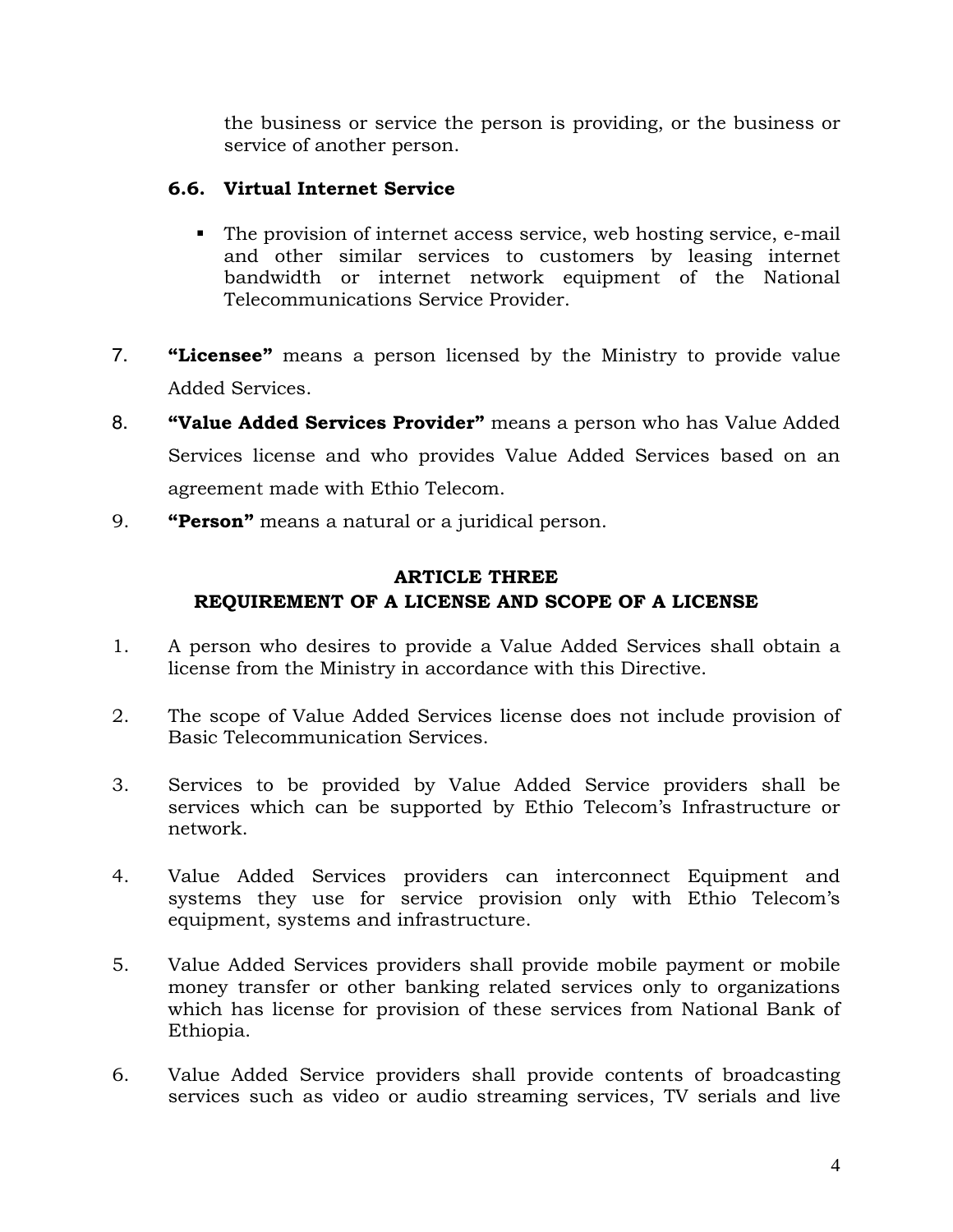the business or service the person is providing, or the business or service of another person.

### 6.6. Virtual Internet Service

- The provision of internet access service, web hosting service, e-mail and other similar services to customers by leasing internet bandwidth or internet network equipment of the National Telecommunications Service Provider.

7. **"Licensee"** means a person licensed by the Ministry to provide value Added Services.
8. **"Value Added Services Provider"** means a person who has Value Added Services license and who provides Value Added Services based on an agreement made with Ethio Telecom.
9. **"Person"** means a natural or a juridical person.

## ARTICLE THREE
## REQUIREMENT OF A LICENSE AND SCOPE OF A LICENSE

1. A person who desires to provide a Value Added Services shall obtain a license from the Ministry in accordance with this Directive.
2. The scope of Value Added Services license does not include provision of Basic Telecommunication Services.
3. Services to be provided by Value Added Service providers shall be services which can be supported by Ethio Telecom's Infrastructure or network.
4. Value Added Services providers can interconnect Equipment and systems they use for service provision only with Ethio Telecom's equipment, systems and infrastructure.
5. Value Added Services providers shall provide mobile payment or mobile money transfer or other banking related services only to organizations which has license for provision of these services from National Bank of Ethiopia.
6. Value Added Service providers shall provide contents of broadcasting services such as video or audio streaming services, TV serials and live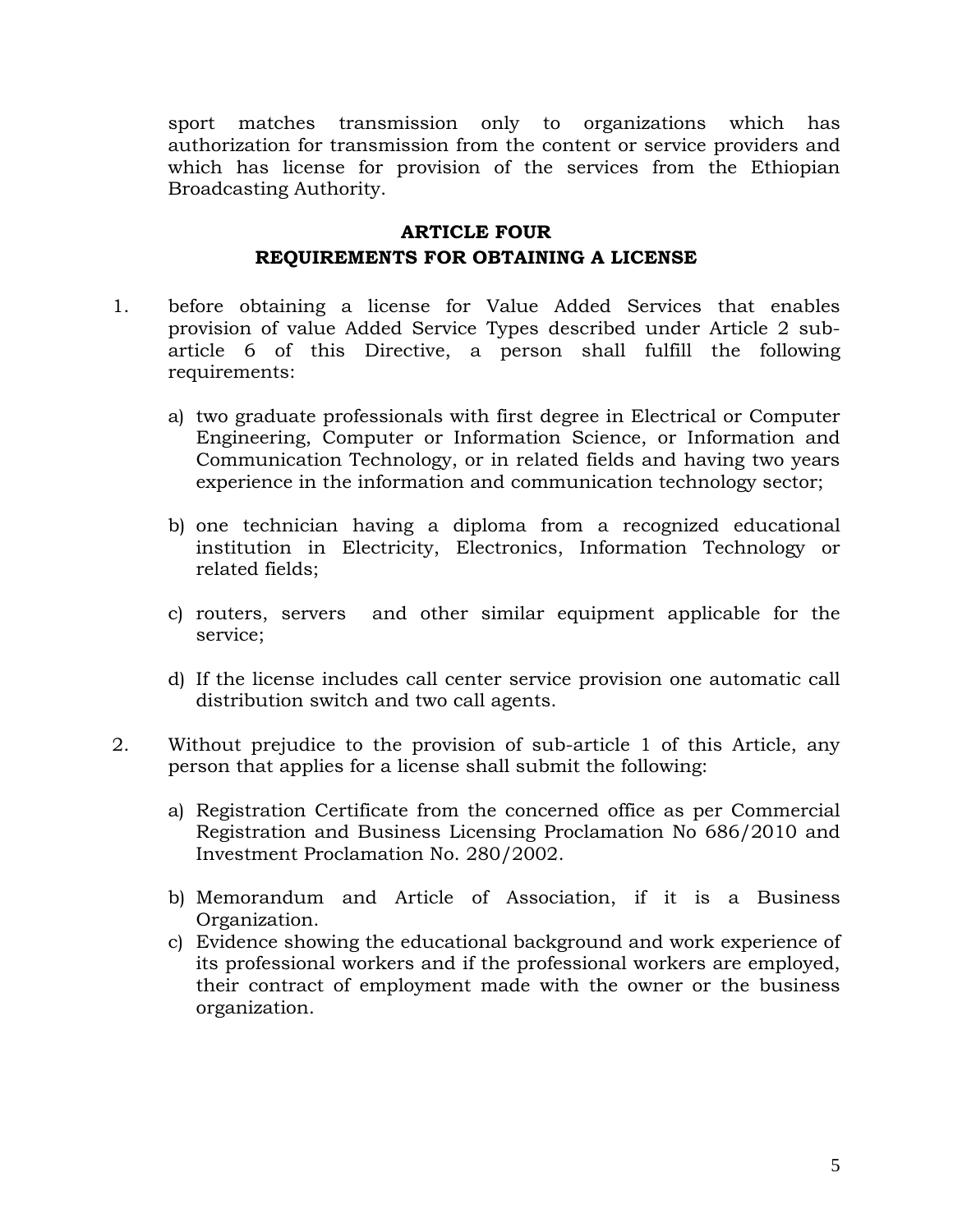sport matches transmission only to organizations which has authorization for transmission from the content or service providers and which has license for provision of the services from the Ethiopian Broadcasting Authority.

## ARTICLE FOUR
## REQUIREMENTS FOR OBTAINING A LICENSE

1. before obtaining a license for Value Added Services that enables provision of value Added Service Types described under Article 2 sub-article 6 of this Directive, a person shall fulfill the following requirements:

   a) two graduate professionals with first degree in Electrical or Computer Engineering, Computer or Information Science, or Information and Communication Technology, or in related fields and having two years experience in the information and communication technology sector;

   b) one technician having a diploma from a recognized educational institution in Electricity, Electronics, Information Technology or related fields;

   c) routers, servers and other similar equipment applicable for the service;

   d) If the license includes call center service provision one automatic call distribution switch and two call agents.

2. Without prejudice to the provision of sub-article 1 of this Article, any person that applies for a license shall submit the following:

   a) Registration Certificate from the concerned office as per Commercial Registration and Business Licensing Proclamation No 686/2010 and Investment Proclamation No. 280/2002.

   b) Memorandum and Article of Association, if it is a Business Organization.

   c) Evidence showing the educational background and work experience of its professional workers and if the professional workers are employed, their contract of employment made with the owner or the business organization.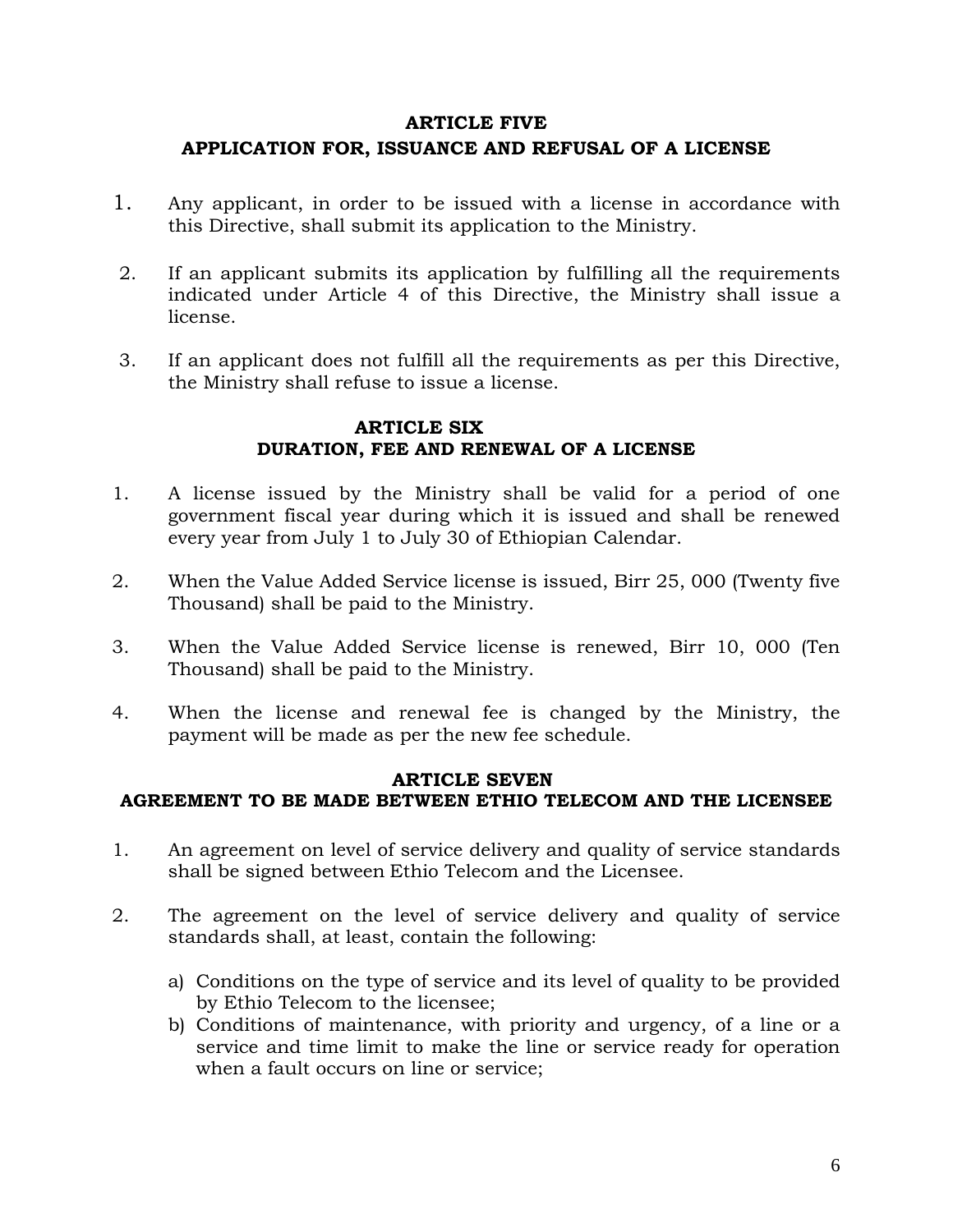## ARTICLE FIVE
## APPLICATION FOR, ISSUANCE AND REFUSAL OF A LICENSE

1. Any applicant, in order to be issued with a license in accordance with this Directive, shall submit its application to the Ministry.

2. If an applicant submits its application by fulfilling all the requirements indicated under Article 4 of this Directive, the Ministry shall issue a license.

3. If an applicant does not fulfill all the requirements as per this Directive, the Ministry shall refuse to issue a license.

## ARTICLE SIX
## DURATION, FEE AND RENEWAL OF A LICENSE

1. A license issued by the Ministry shall be valid for a period of one government fiscal year during which it is issued and shall be renewed every year from July 1 to July 30 of Ethiopian Calendar.

2. When the Value Added Service license is issued, Birr 25, 000 (Twenty five Thousand) shall be paid to the Ministry.

3. When the Value Added Service license is renewed, Birr 10, 000 (Ten Thousand) shall be paid to the Ministry.

4. When the license and renewal fee is changed by the Ministry, the payment will be made as per the new fee schedule.

## ARTICLE SEVEN
## AGREEMENT TO BE MADE BETWEEN ETHIO TELECOM AND THE LICENSEE

1. An agreement on level of service delivery and quality of service standards shall be signed between Ethio Telecom and the Licensee.

2. The agreement on the level of service delivery and quality of service standards shall, at least, contain the following:

   a) Conditions on the type of service and its level of quality to be provided by Ethio Telecom to the licensee;
   b) Conditions of maintenance, with priority and urgency, of a line or a service and time limit to make the line or service ready for operation when a fault occurs on line or service;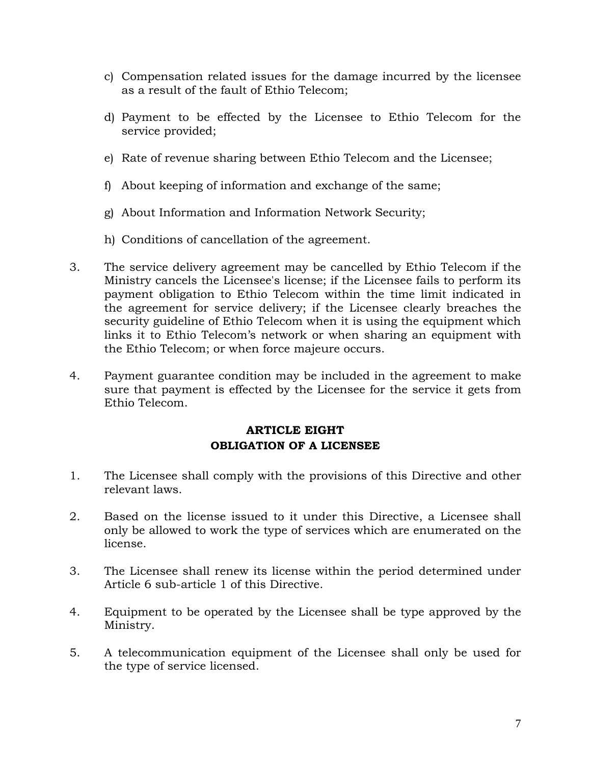c) Compensation related issues for the damage incurred by the licensee as a result of the fault of Ethio Telecom;

d) Payment to be effected by the Licensee to Ethio Telecom for the service provided;

e) Rate of revenue sharing between Ethio Telecom and the Licensee;

f) About keeping of information and exchange of the same;

g) About Information and Information Network Security;

h) Conditions of cancellation of the agreement.

3. The service delivery agreement may be cancelled by Ethio Telecom if the Ministry cancels the Licensee's license; if the Licensee fails to perform its payment obligation to Ethio Telecom within the time limit indicated in the agreement for service delivery; if the Licensee clearly breaches the security guideline of Ethio Telecom when it is using the equipment which links it to Ethio Telecom's network or when sharing an equipment with the Ethio Telecom; or when force majeure occurs.

4. Payment guarantee condition may be included in the agreement to make sure that payment is effected by the Licensee for the service it gets from Ethio Telecom.

## ARTICLE EIGHT
## OBLIGATION OF A LICENSEE

1. The Licensee shall comply with the provisions of this Directive and other relevant laws.

2. Based on the license issued to it under this Directive, a Licensee shall only be allowed to work the type of services which are enumerated on the license.

3. The Licensee shall renew its license within the period determined under Article 6 sub-article 1 of this Directive.

4. Equipment to be operated by the Licensee shall be type approved by the Ministry.

5. A telecommunication equipment of the Licensee shall only be used for the type of service licensed.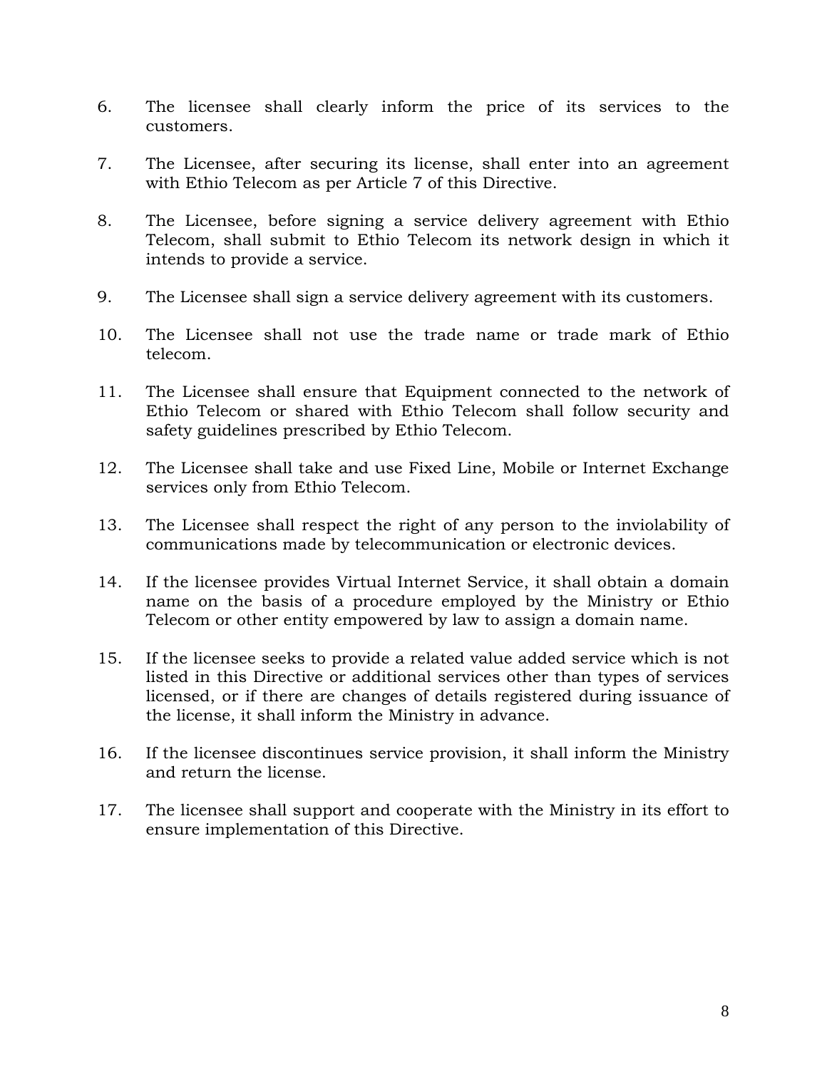6. The licensee shall clearly inform the price of its services to the customers.

7. The Licensee, after securing its license, shall enter into an agreement with Ethio Telecom as per Article 7 of this Directive.

8. The Licensee, before signing a service delivery agreement with Ethio Telecom, shall submit to Ethio Telecom its network design in which it intends to provide a service.

9. The Licensee shall sign a service delivery agreement with its customers.

10. The Licensee shall not use the trade name or trade mark of Ethio telecom.

11. The Licensee shall ensure that Equipment connected to the network of Ethio Telecom or shared with Ethio Telecom shall follow security and safety guidelines prescribed by Ethio Telecom.

12. The Licensee shall take and use Fixed Line, Mobile or Internet Exchange services only from Ethio Telecom.

13. The Licensee shall respect the right of any person to the inviolability of communications made by telecommunication or electronic devices.

14. If the licensee provides Virtual Internet Service, it shall obtain a domain name on the basis of a procedure employed by the Ministry or Ethio Telecom or other entity empowered by law to assign a domain name.

15. If the licensee seeks to provide a related value added service which is not listed in this Directive or additional services other than types of services licensed, or if there are changes of details registered during issuance of the license, it shall inform the Ministry in advance.

16. If the licensee discontinues service provision, it shall inform the Ministry and return the license.

17. The licensee shall support and cooperate with the Ministry in its effort to ensure implementation of this Directive.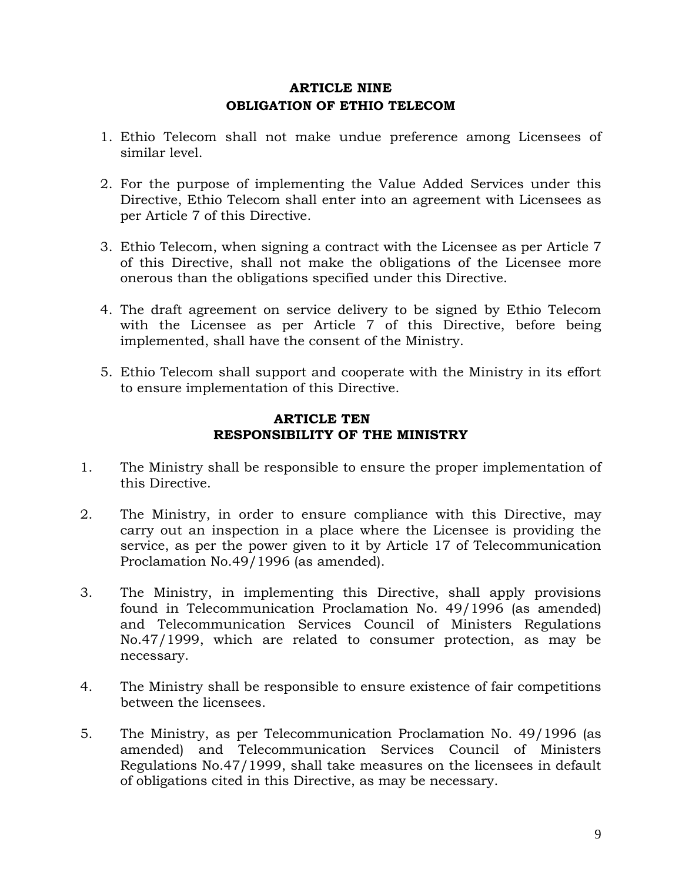## ARTICLE NINE
## OBLIGATION OF ETHIO TELECOM

1. Ethio Telecom shall not make undue preference among Licensees of similar level.

2. For the purpose of implementing the Value Added Services under this Directive, Ethio Telecom shall enter into an agreement with Licensees as per Article 7 of this Directive.

3. Ethio Telecom, when signing a contract with the Licensee as per Article 7 of this Directive, shall not make the obligations of the Licensee more onerous than the obligations specified under this Directive.

4. The draft agreement on service delivery to be signed by Ethio Telecom with the Licensee as per Article 7 of this Directive, before being implemented, shall have the consent of the Ministry.

5. Ethio Telecom shall support and cooperate with the Ministry in its effort to ensure implementation of this Directive.

## ARTICLE TEN
## RESPONSIBILITY OF THE MINISTRY

1. The Ministry shall be responsible to ensure the proper implementation of this Directive.

2. The Ministry, in order to ensure compliance with this Directive, may carry out an inspection in a place where the Licensee is providing the service, as per the power given to it by Article 17 of Telecommunication Proclamation No.49/1996 (as amended).

3. The Ministry, in implementing this Directive, shall apply provisions found in Telecommunication Proclamation No. 49/1996 (as amended) and Telecommunication Services Council of Ministers Regulations No.47/1999, which are related to consumer protection, as may be necessary.

4. The Ministry shall be responsible to ensure existence of fair competitions between the licensees.

5. The Ministry, as per Telecommunication Proclamation No. 49/1996 (as amended) and Telecommunication Services Council of Ministers Regulations No.47/1999, shall take measures on the licensees in default of obligations cited in this Directive, as may be necessary.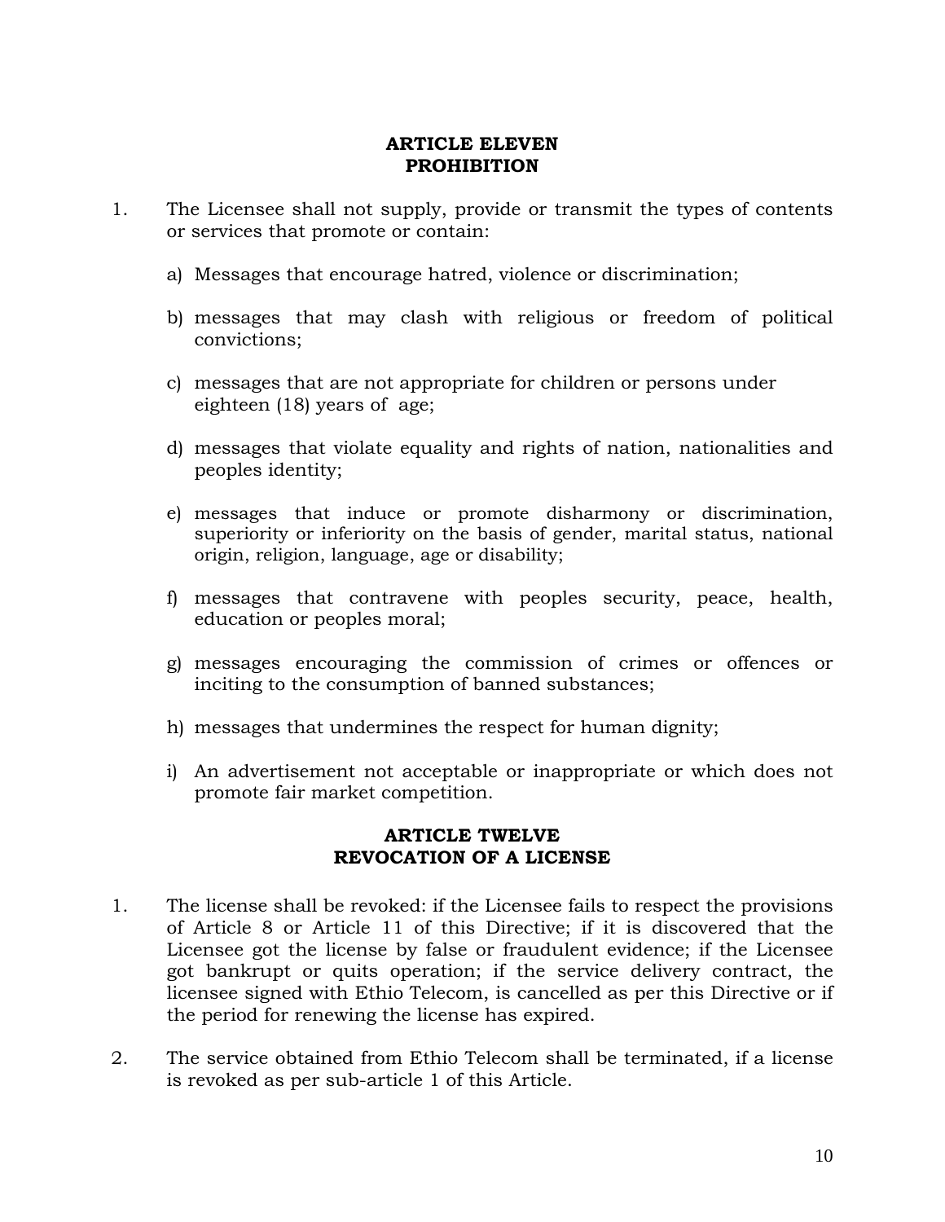## ARTICLE ELEVEN
## PROHIBITION

1. The Licensee shall not supply, provide or transmit the types of contents or services that promote or contain:

   a) Messages that encourage hatred, violence or discrimination;

   b) messages that may clash with religious or freedom of political convictions;

   c) messages that are not appropriate for children or persons under eighteen (18) years of age;

   d) messages that violate equality and rights of nation, nationalities and peoples identity;

   e) messages that induce or promote disharmony or discrimination, superiority or inferiority on the basis of gender, marital status, national origin, religion, language, age or disability;

   f) messages that contravene with peoples security, peace, health, education or peoples moral;

   g) messages encouraging the commission of crimes or offences or inciting to the consumption of banned substances;

   h) messages that undermines the respect for human dignity;

   i) An advertisement not acceptable or inappropriate or which does not promote fair market competition.

## ARTICLE TWELVE
## REVOCATION OF A LICENSE

1. The license shall be revoked: if the Licensee fails to respect the provisions of Article 8 or Article 11 of this Directive; if it is discovered that the Licensee got the license by false or fraudulent evidence; if the Licensee got bankrupt or quits operation; if the service delivery contract, the licensee signed with Ethio Telecom, is cancelled as per this Directive or if the period for renewing the license has expired.

2. The service obtained from Ethio Telecom shall be terminated, if a license is revoked as per sub-article 1 of this Article.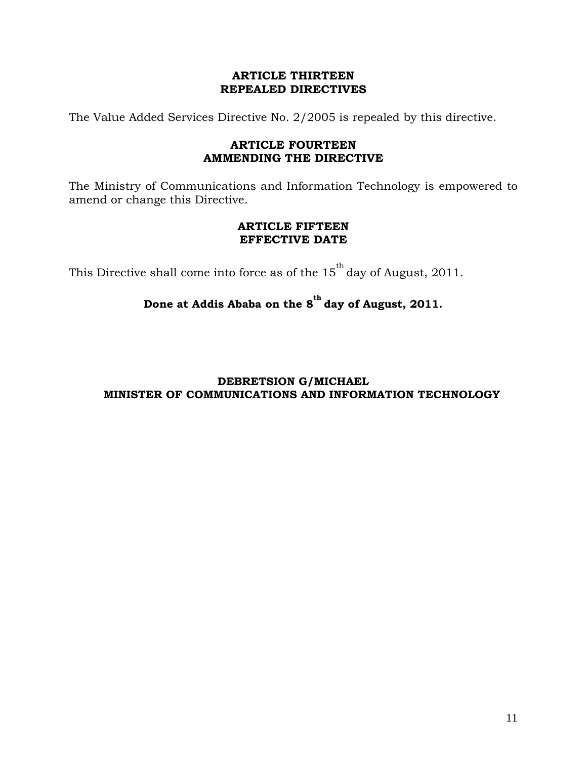## ARTICLE THIRTEEN
## REPEALED DIRECTIVES

The Value Added Services Directive No. 2/2005 is repealed by this directive.

## ARTICLE FOURTEEN
## AMMENDING THE DIRECTIVE

The Ministry of Communications and Information Technology is empowered to amend or change this Directive.

## ARTICLE FIFTEEN
## EFFECTIVE DATE

This Directive shall come into force as of the 15th day of August, 2011.

**Done at Addis Ababa on the 8th day of August, 2011.**

**DEBRETSION G/MICHAEL**
**MINISTER OF COMMUNICATIONS AND INFORMATION TECHNOLOGY**